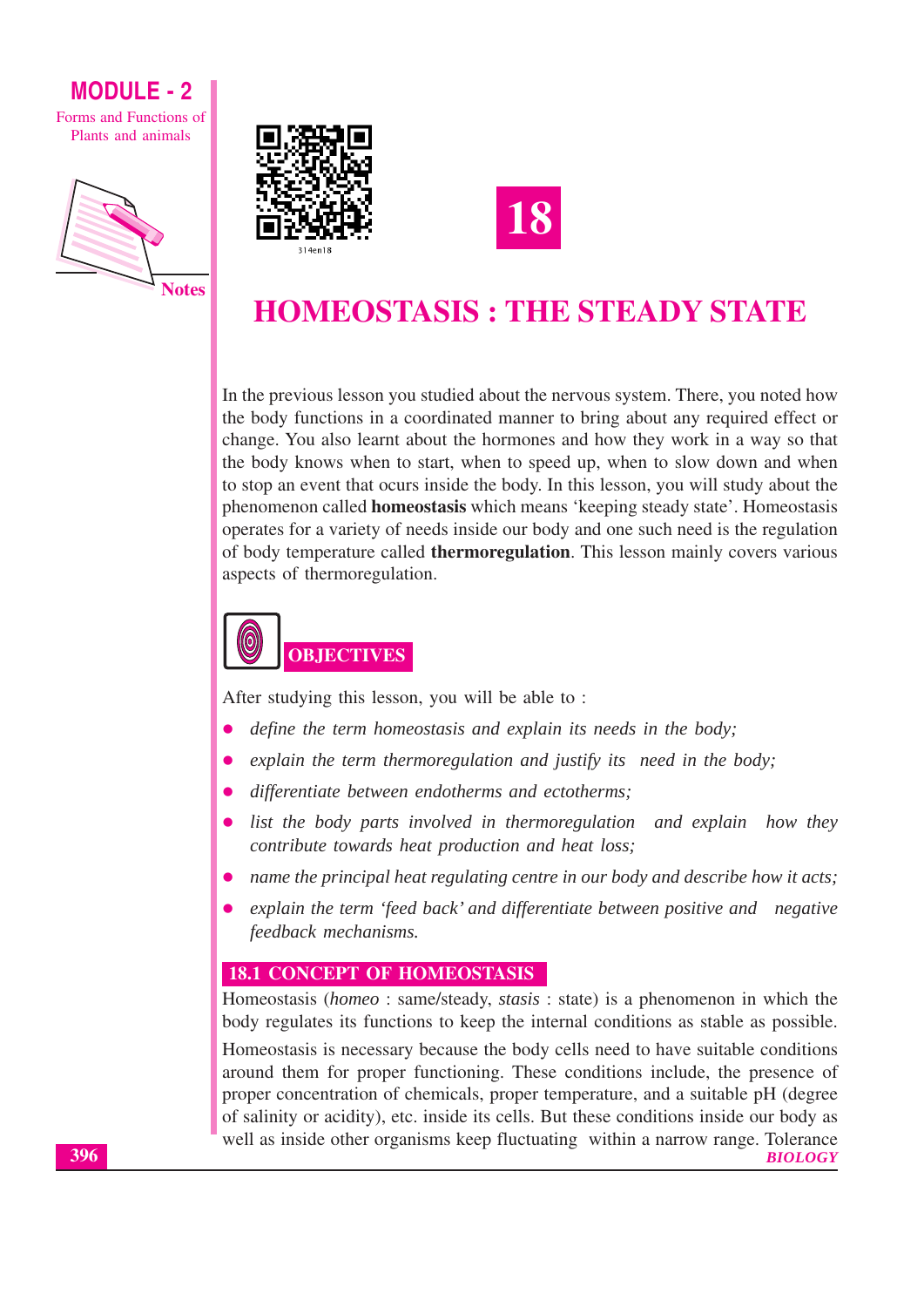# 18

# HOMEOSTASIS : THE STEADY STATE

In the previous lesson you studied about the nervous system. There, you noted how the body functions in a coordinated manner to bring about any required effect or change. You also learnt about the hormones and how they work in a way so that the body knows when to start, when to speed up, when to slow down and when to stop an event that ocurs inside the body. In this lesson, you will study about the phenomenon called **homeostasis** which means 'keeping steady state'. Homeostasis operates for a variety of needs inside our body and one such need is the regulation of body temperature called **thermoregulation**. This lesson mainly covers various aspects of thermoregulation.

## OBJECTIVES

After studying this lesson, you will be able to :

- *define the term homeostasis and explain its needs in the body;*
- *explain the term thermoregulation and justify its need in the body;*
- *differentiate between endotherms and ectotherms;*
- *list the body parts involved in thermoregulation and explain how they contribute towards heat production and heat loss;*
- *name the principal heat regulating centre in our body and describe how it acts;*
- *explain the term 'feed back' and differentiate between positive and negative feedback mechanisms.*

## 18.1 CONCEPT OF HOMEOSTASIS

Homeostasis (*homeo* : same/steady, *stasis* : state) is a phenomenon in which the body regulates its functions to keep the internal conditions as stable as possible.

Homeostasis is necessary because the body cells need to have suitable conditions around them for proper functioning. These conditions include, the presence of proper concentration of chemicals, proper temperature, and a suitable pH (degree of salinity or acidity), etc. inside its cells. But these conditions inside our body as well as inside other organisms keep fluctuating within a narrow range. Tolerance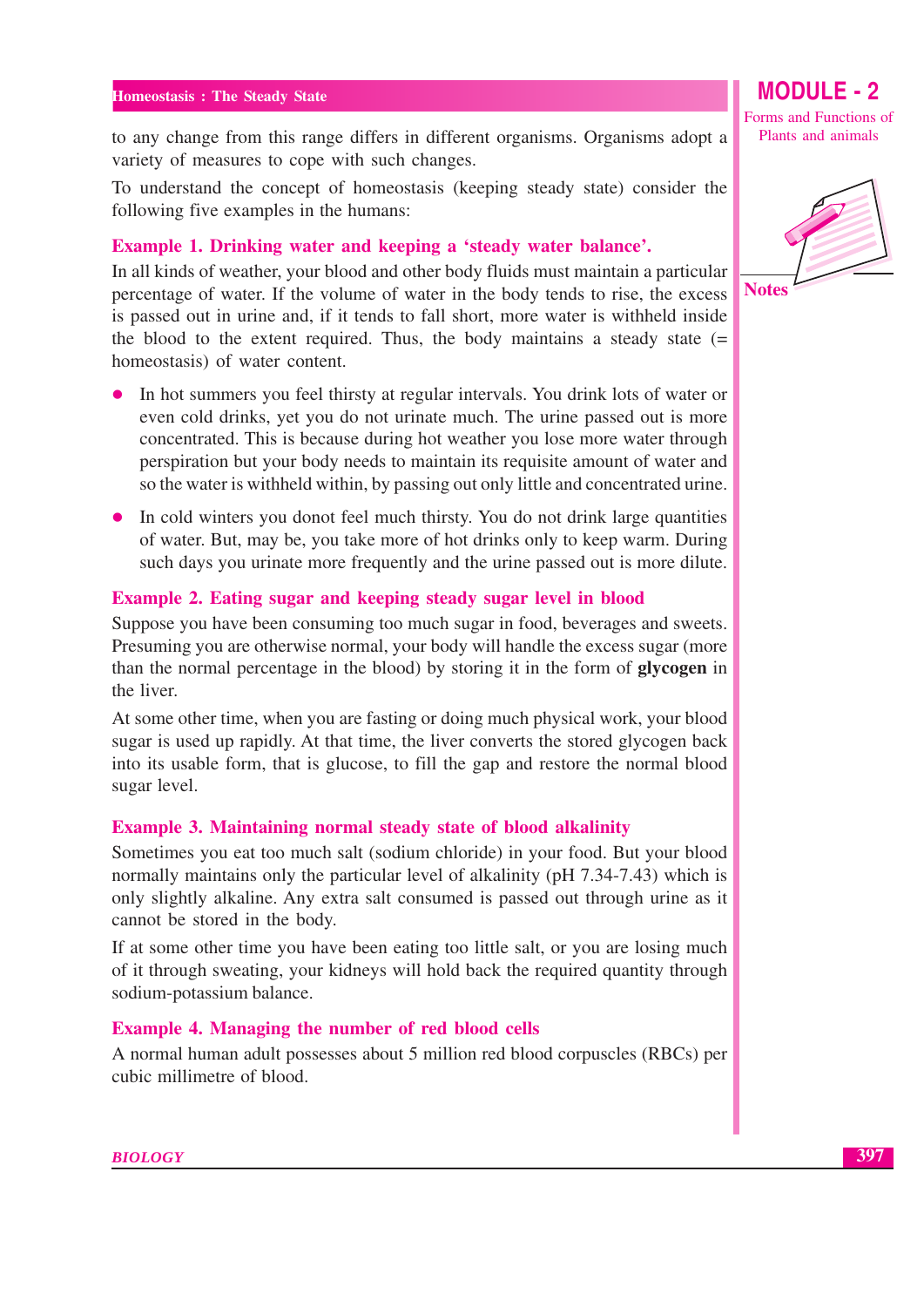to any change from this range differs in different organisms. Organisms adopt a variety of measures to cope with such changes.

To understand the concept of homeostasis (keeping steady state) consider the following five examples in the humans:

### Example 1. Drinking water and keeping a 'steady water balance'.

In all kinds of weather, your blood and other body fluids must maintain a particular percentage of water. If the volume of water in the body tends to rise, the excess is passed out in urine and, if it tends to fall short, more water is withheld inside the blood to the extent required. Thus, the body maintains a steady state (= homeostasis) of water content.

- In hot summers you feel thirsty at regular intervals. You drink lots of water or even cold drinks, yet you do not urinate much. The urine passed out is more concentrated. This is because during hot weather you lose more water through perspiration but your body needs to maintain its requisite amount of water and so the water is withheld within, by passing out only little and concentrated urine.
- In cold winters you donot feel much thirsty. You do not drink large quantities of water. But, may be, you take more of hot drinks only to keep warm. During such days you urinate more frequently and the urine passed out is more dilute.

### Example 2. Eating sugar and keeping steady sugar level in blood

Suppose you have been consuming too much sugar in food, beverages and sweets. Presuming you are otherwise normal, your body will handle the excess sugar (more than the normal percentage in the blood) by storing it in the form of **glycogen** in the liver.

At some other time, when you are fasting or doing much physical work, your blood sugar is used up rapidly. At that time, the liver converts the stored glycogen back into its usable form, that is glucose, to fill the gap and restore the normal blood sugar level.

### Example 3. Maintaining normal steady state of blood alkalinity

Sometimes you eat too much salt (sodium chloride) in your food. But your blood normally maintains only the particular level of alkalinity (pH 7.34-7.43) which is only slightly alkaline. Any extra salt consumed is passed out through urine as it cannot be stored in the body.

If at some other time you have been eating too little salt, or you are losing much of it through sweating, your kidneys will hold back the required quantity through sodium-potassium balance.

### Example 4. Managing the number of red blood cells

A normal human adult possesses about 5 million red blood corpuscles (RBCs) per cubic millimetre of blood.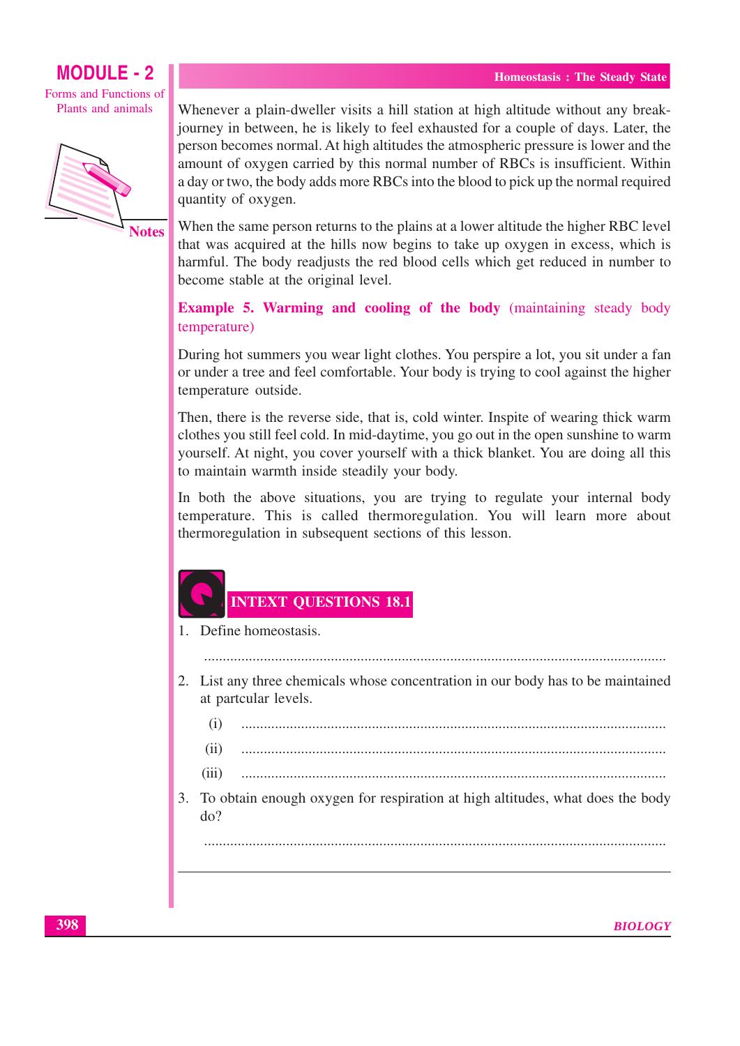Whenever a plain-dweller visits a hill station at high altitude without any break-journey in between, he is likely to feel exhausted for a couple of days. Later, the person becomes normal. At high altitudes the atmospheric pressure is lower and the amount of oxygen carried by this normal number of RBCs is insufficient. Within a day or two, the body adds more RBCs into the blood to pick up the normal required quantity of oxygen.

When the same person returns to the plains at a lower altitude the higher RBC level that was acquired at the hills now begins to take up oxygen in excess, which is harmful. The body readjusts the red blood cells which get reduced in number to become stable at the original level.

**Example 5. Warming and cooling of the body** (maintaining steady body temperature)

During hot summers you wear light clothes. You perspire a lot, you sit under a fan or under a tree and feel comfortable. Your body is trying to cool against the higher temperature outside.

Then, there is the reverse side, that is, cold winter. Inspite of wearing thick warm clothes you still feel cold. In mid-daytime, you go out in the open sunshine to warm yourself. At night, you cover yourself with a thick blanket. You are doing all this to maintain warmth inside steadily your body.

In both the above situations, you are trying to regulate your internal body temperature. This is called thermoregulation. You will learn more about thermoregulation in subsequent sections of this lesson.

## INTEXT QUESTIONS 18.1

1. Define homeostasis.

   ..........................................................................................................................

2. List any three chemicals whose concentration in our body has to be maintained at partcular levels.

   (i) ..................................................................................................................

   (ii) ..................................................................................................................

   (iii) ..................................................................................................................

3. To obtain enough oxygen for respiration at high altitudes, what does the body do?

   ..........................................................................................................................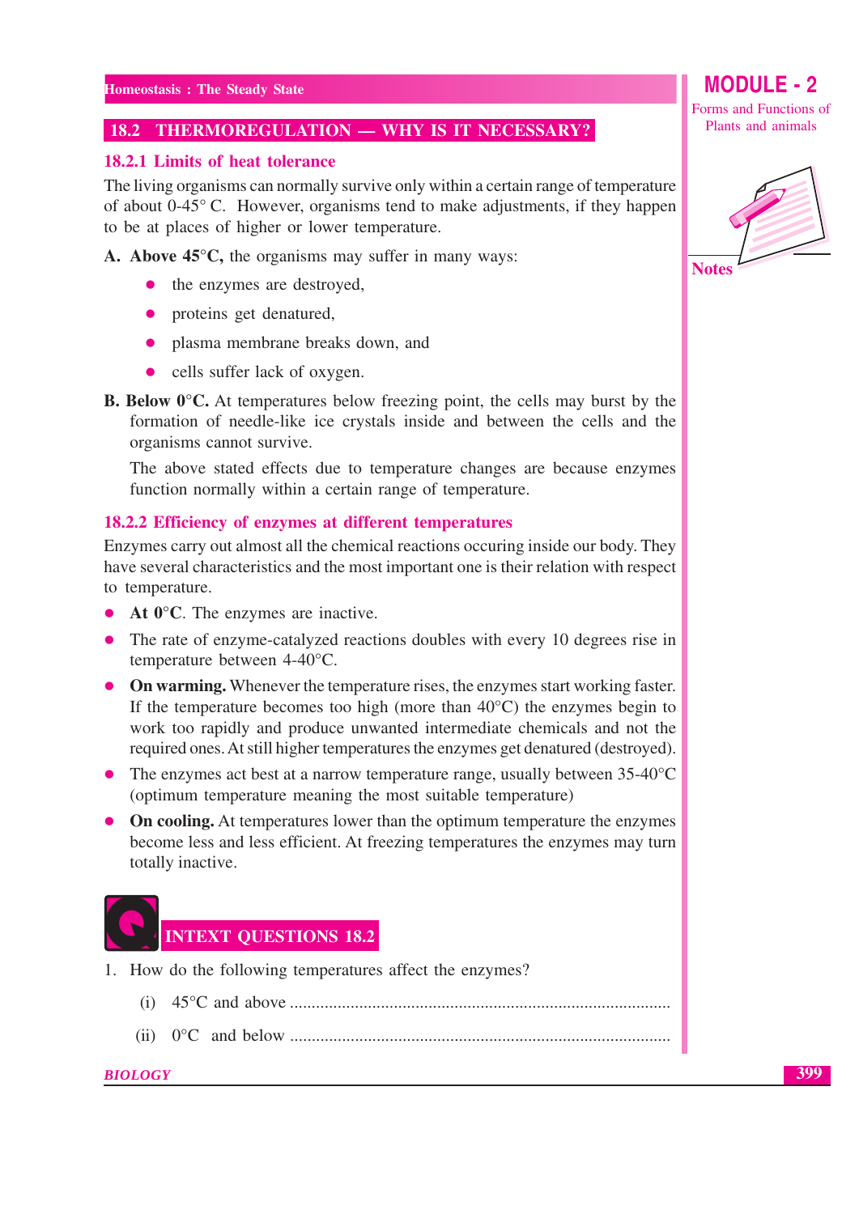## 18.2 THERMOREGULATION — WHY IS IT NECESSARY?

### 18.2.1 Limits of heat tolerance

The living organisms can normally survive only within a certain range of temperature of about 0-45° C. However, organisms tend to make adjustments, if they happen to be at places of higher or lower temperature.

**A. Above 45°C,** the organisms may suffer in many ways:

- the enzymes are destroyed,
- proteins get denatured,
- plasma membrane breaks down, and
- cells suffer lack of oxygen.

**B. Below 0°C.** At temperatures below freezing point, the cells may burst by the formation of needle-like ice crystals inside and between the cells and the organisms cannot survive.

The above stated effects due to temperature changes are because enzymes function normally within a certain range of temperature.

### 18.2.2 Efficiency of enzymes at different temperatures

Enzymes carry out almost all the chemical reactions occuring inside our body. They have several characteristics and the most important one is their relation with respect to temperature.

- **At 0°C**. The enzymes are inactive.
- The rate of enzyme-catalyzed reactions doubles with every 10 degrees rise in temperature between 4-40°C.
- **On warming.** Whenever the temperature rises, the enzymes start working faster. If the temperature becomes too high (more than 40°C) the enzymes begin to work too rapidly and produce unwanted intermediate chemicals and not the required ones. At still higher temperatures the enzymes get denatured (destroyed).
- The enzymes act best at a narrow temperature range, usually between 35-40°C (optimum temperature meaning the most suitable temperature)
- **On cooling.** At temperatures lower than the optimum temperature the enzymes become less and less efficient. At freezing temperatures the enzymes may turn totally inactive.

## INTEXT QUESTIONS 18.2

1. How do the following temperatures affect the enzymes?

   (i) 45°C and above ........................................................................................

   (ii) 0°C and below ........................................................................................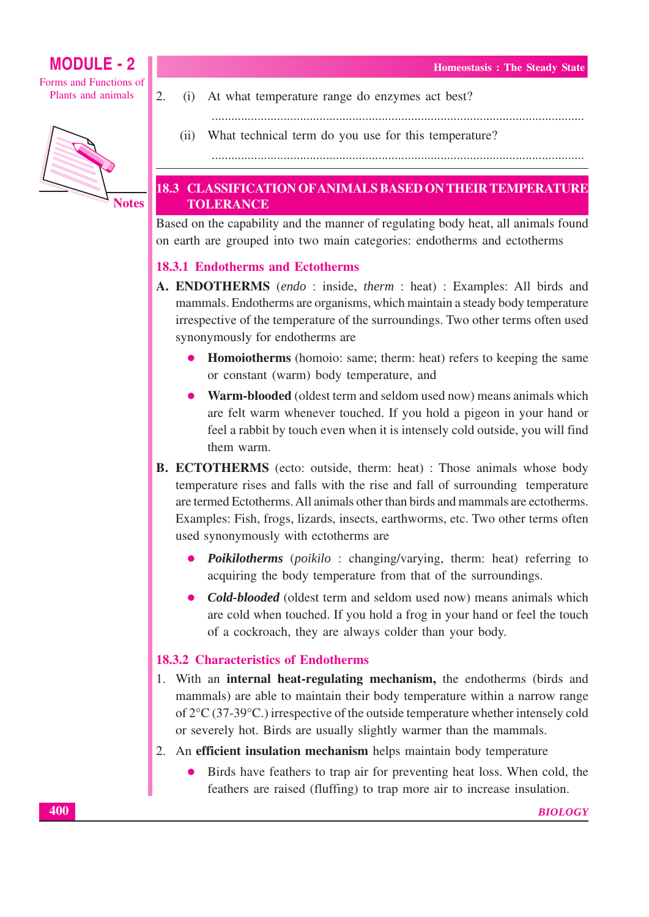2. (i) At what temperature range do enzymes act best?

.................................................................................................................

(ii) What technical term do you use for this temperature?

.................................................................................................................

## 18.3 CLASSIFICATION OF ANIMALS BASED ON THEIR TEMPERATURE TOLERANCE

Based on the capability and the manner of regulating body heat, all animals found on earth are grouped into two main categories: endotherms and ectotherms

### 18.3.1 Endotherms and Ectotherms

**A. ENDOTHERMS** (*endo* : inside, *therm* : heat) : Examples: All birds and mammals. Endotherms are organisms, which maintain a steady body temperature irrespective of the temperature of the surroundings. Two other terms often used synonymously for endotherms are

- **Homoiotherms** (homoio: same; therm: heat) refers to keeping the same or constant (warm) body temperature, and
- **Warm-blooded** (oldest term and seldom used now) means animals which are felt warm whenever touched. If you hold a pigeon in your hand or feel a rabbit by touch even when it is intensely cold outside, you will find them warm.

**B. ECTOTHERMS** (ecto: outside, therm: heat) : Those animals whose body temperature rises and falls with the rise and fall of surrounding temperature are termed Ectotherms. All animals other than birds and mammals are ectotherms. Examples: Fish, frogs, lizards, insects, earthworms, etc. Two other terms often used synonymously with ectotherms are

- ***Poikilotherms*** (*poikilo* : changing/varying, therm: heat) referring to acquiring the body temperature from that of the surroundings.
- ***Cold-blooded*** (oldest term and seldom used now) means animals which are cold when touched. If you hold a frog in your hand or feel the touch of a cockroach, they are always colder than your body.

### 18.3.2 Characteristics of Endotherms

1. With an **internal heat-regulating mechanism,** the endotherms (birds and mammals) are able to maintain their body temperature within a narrow range of 2°C (37-39°C.) irrespective of the outside temperature whether intensely cold or severely hot. Birds are usually slightly warmer than the mammals.
2. An **efficient insulation mechanism** helps maintain body temperature
   - Birds have feathers to trap air for preventing heat loss. When cold, the feathers are raised (fluffing) to trap more air to increase insulation.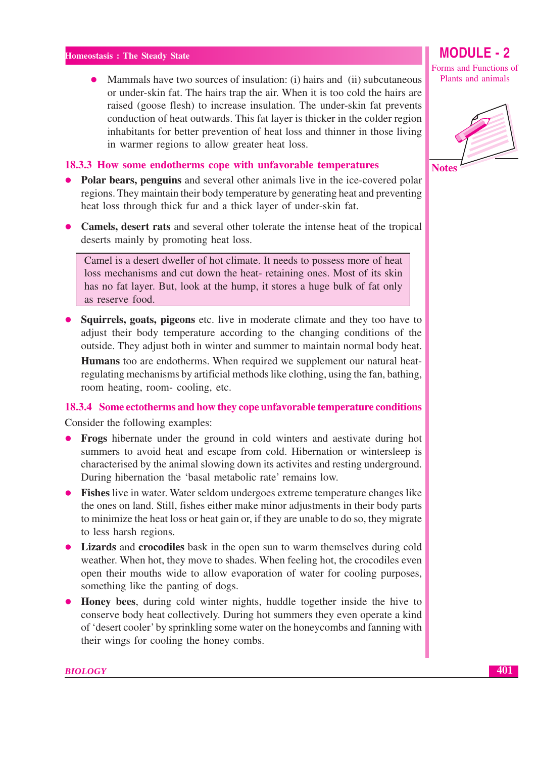- Mammals have two sources of insulation: (i) hairs and (ii) subcutaneous or under-skin fat. The hairs trap the air. When it is too cold the hairs are raised (goose flesh) to increase insulation. The under-skin fat prevents conduction of heat outwards. This fat layer is thicker in the colder region inhabitants for better prevention of heat loss and thinner in those living in warmer regions to allow greater heat loss.

### 18.3.3 How some endotherms cope with unfavorable temperatures

- **Polar bears, penguins** and several other animals live in the ice-covered polar regions. They maintain their body temperature by generating heat and preventing heat loss through thick fur and a thick layer of under-skin fat.
- **Camels, desert rats** and several other tolerate the intense heat of the tropical deserts mainly by promoting heat loss.

> Camel is a desert dweller of hot climate. It needs to possess more of heat loss mechanisms and cut down the heat- retaining ones. Most of its skin has no fat layer. But, look at the hump, it stores a huge bulk of fat only as reserve food.

- **Squirrels, goats, pigeons** etc. live in moderate climate and they too have to adjust their body temperature according to the changing conditions of the outside. They adjust both in winter and summer to maintain normal body heat.

  **Humans** too are endotherms. When required we supplement our natural heat-regulating mechanisms by artificial methods like clothing, using the fan, bathing, room heating, room- cooling, etc.

### 18.3.4 Some ectotherms and how they cope unfavorable temperature conditions

Consider the following examples:

- **Frogs** hibernate under the ground in cold winters and aestivate during hot summers to avoid heat and escape from cold. Hibernation or wintersleep is characterised by the animal slowing down its activites and resting underground. During hibernation the 'basal metabolic rate' remains low.
- **Fishes** live in water. Water seldom undergoes extreme temperature changes like the ones on land. Still, fishes either make minor adjustments in their body parts to minimize the heat loss or heat gain or, if they are unable to do so, they migrate to less harsh regions.
- **Lizards** and **crocodiles** bask in the open sun to warm themselves during cold weather. When hot, they move to shades. When feeling hot, the crocodiles even open their mouths wide to allow evaporation of water for cooling purposes, something like the panting of dogs.
- **Honey bees**, during cold winter nights, huddle together inside the hive to conserve body heat collectively. During hot summers they even operate a kind of 'desert cooler' by sprinkling some water on the honeycombs and fanning with their wings for cooling the honey combs.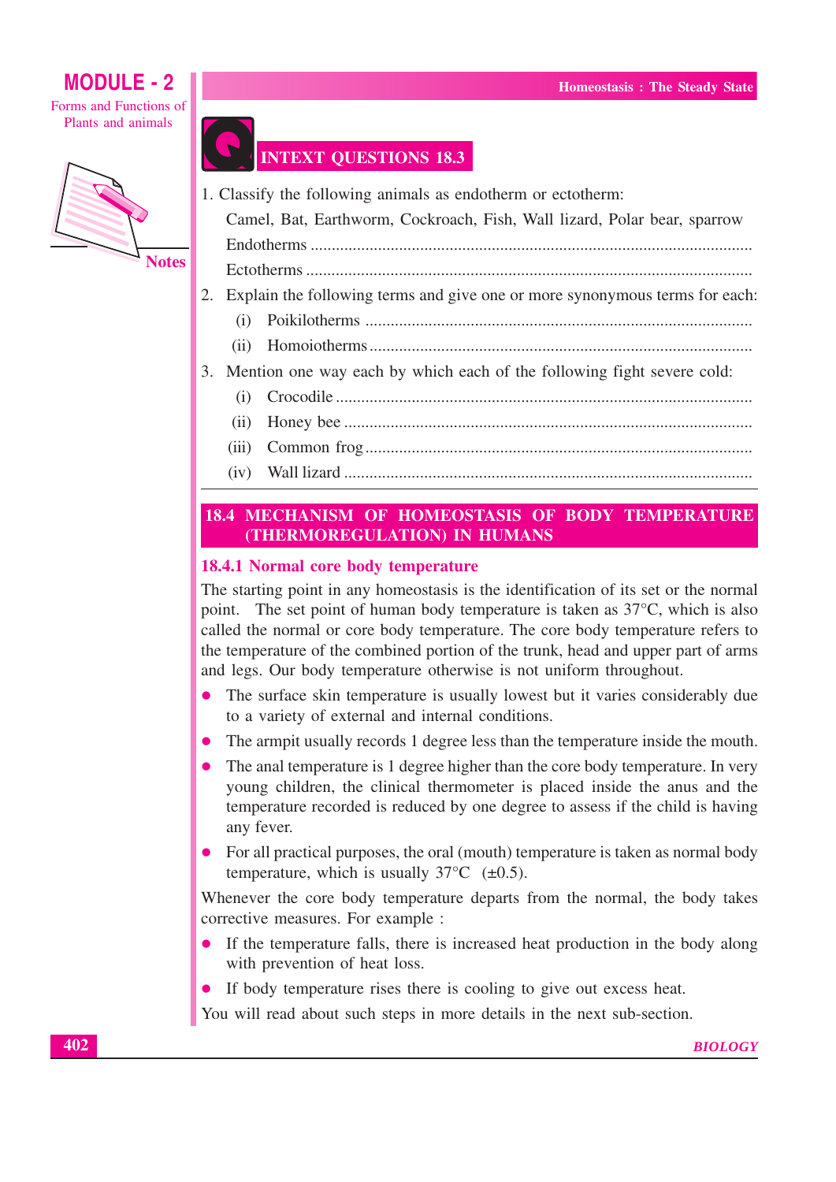## INTEXT QUESTIONS 18.3

1. Classify the following animals as endotherm or ectotherm:

   Camel, Bat, Earthworm, Cockroach, Fish, Wall lizard, Polar bear, sparrow

   Endotherms ..........................................................................................

   Ectotherms ...........................................................................................

2. Explain the following terms and give one or more synonymous terms for each:

   (i) Poikilotherms ..........................................................................

   (ii) Homoiotherms ........................................................................

3. Mention one way each by which each of the following fight severe cold:

   (i) Crocodile ..................................................................................

   (ii) Honey bee ................................................................................

   (iii) Common frog ..........................................................................

   (iv) Wall lizard ..............................................................................

## 18.4 MECHANISM OF HOMEOSTASIS OF BODY TEMPERATURE (THERMOREGULATION) IN HUMANS

### 18.4.1 Normal core body temperature

The starting point in any homeostasis is the identification of its set or the normal point. The set point of human body temperature is taken as 37°C, which is also called the normal or core body temperature. The core body temperature refers to the temperature of the combined portion of the trunk, head and upper part of arms and legs. Our body temperature otherwise is not uniform throughout.

- The surface skin temperature is usually lowest but it varies considerably due to a variety of external and internal conditions.
- The armpit usually records 1 degree less than the temperature inside the mouth.
- The anal temperature is 1 degree higher than the core body temperature. In very young children, the clinical thermometer is placed inside the anus and the temperature recorded is reduced by one degree to assess if the child is having any fever.
- For all practical purposes, the oral (mouth) temperature is taken as normal body temperature, which is usually 37°C (±0.5).

Whenever the core body temperature departs from the normal, the body takes corrective measures. For example :

- If the temperature falls, there is increased heat production in the body along with prevention of heat loss.
- If body temperature rises there is cooling to give out excess heat.

You will read about such steps in more details in the next sub-section.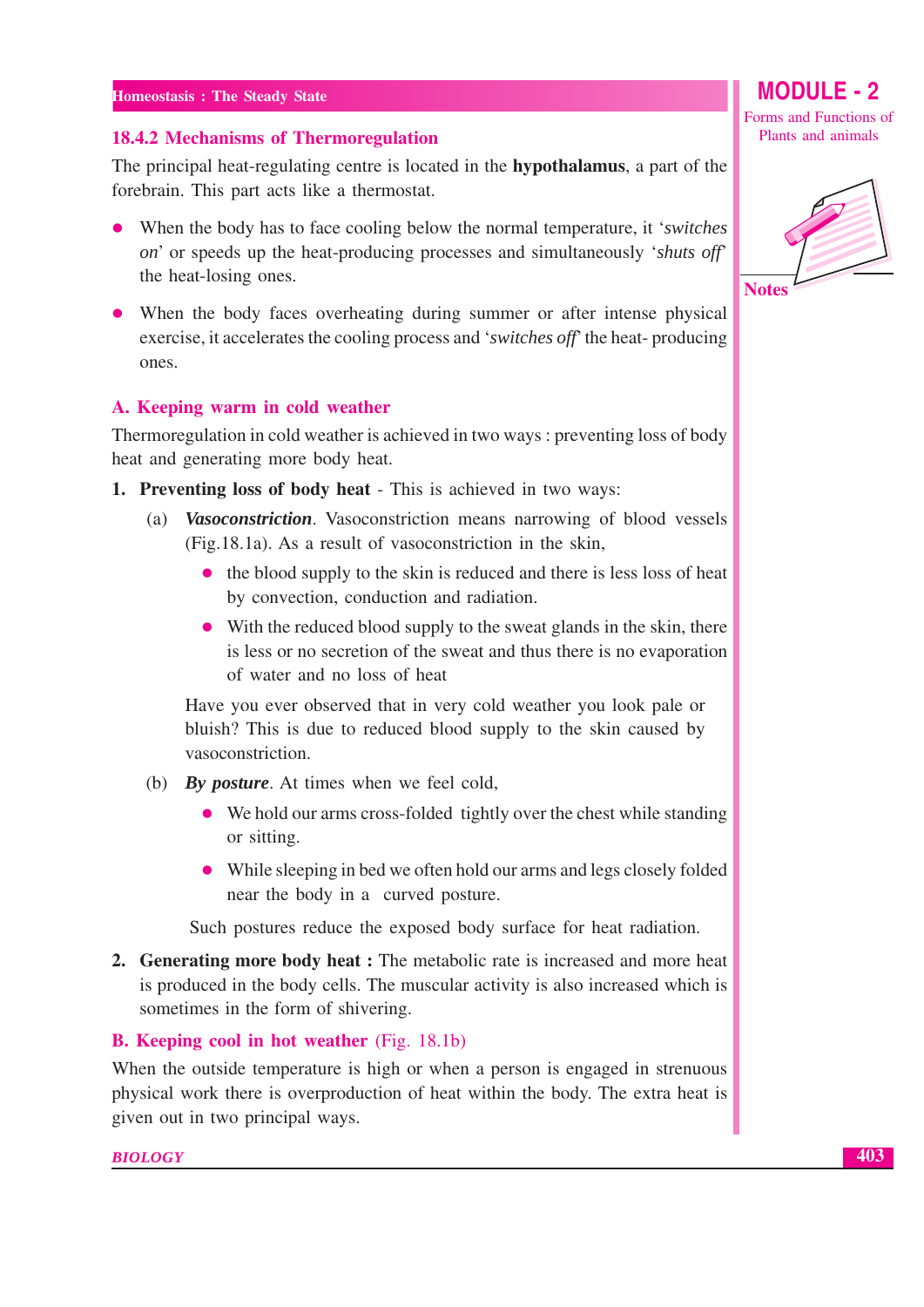### 18.4.2 Mechanisms of Thermoregulation

The principal heat-regulating centre is located in the **hypothalamus**, a part of the forebrain. This part acts like a thermostat.

- When the body has to face cooling below the normal temperature, it '*switches on*' or speeds up the heat-producing processes and simultaneously '*shuts off*' the heat-losing ones.
- When the body faces overheating during summer or after intense physical exercise, it accelerates the cooling process and '*switches off*' the heat- producing ones.

#### A. Keeping warm in cold weather

Thermoregulation in cold weather is achieved in two ways : preventing loss of body heat and generating more body heat.

1. **Preventing loss of body heat** - This is achieved in two ways:

   (a) ***Vasoconstriction***. Vasoconstriction means narrowing of blood vessels (Fig.18.1a). As a result of vasoconstriction in the skin,

   - the blood supply to the skin is reduced and there is less loss of heat by convection, conduction and radiation.
   - With the reduced blood supply to the sweat glands in the skin, there is less or no secretion of the sweat and thus there is no evaporation of water and no loss of heat

   Have you ever observed that in very cold weather you look pale or bluish? This is due to reduced blood supply to the skin caused by vasoconstriction.

   (b) ***By posture***. At times when we feel cold,

   - We hold our arms cross-folded tightly over the chest while standing or sitting.
   - While sleeping in bed we often hold our arms and legs closely folded near the body in a curved posture.

   Such postures reduce the exposed body surface for heat radiation.

2. **Generating more body heat :** The metabolic rate is increased and more heat is produced in the body cells. The muscular activity is also increased which is sometimes in the form of shivering.

#### B. Keeping cool in hot weather (Fig. 18.1b)

When the outside temperature is high or when a person is engaged in strenuous physical work there is overproduction of heat within the body. The extra heat is given out in two principal ways.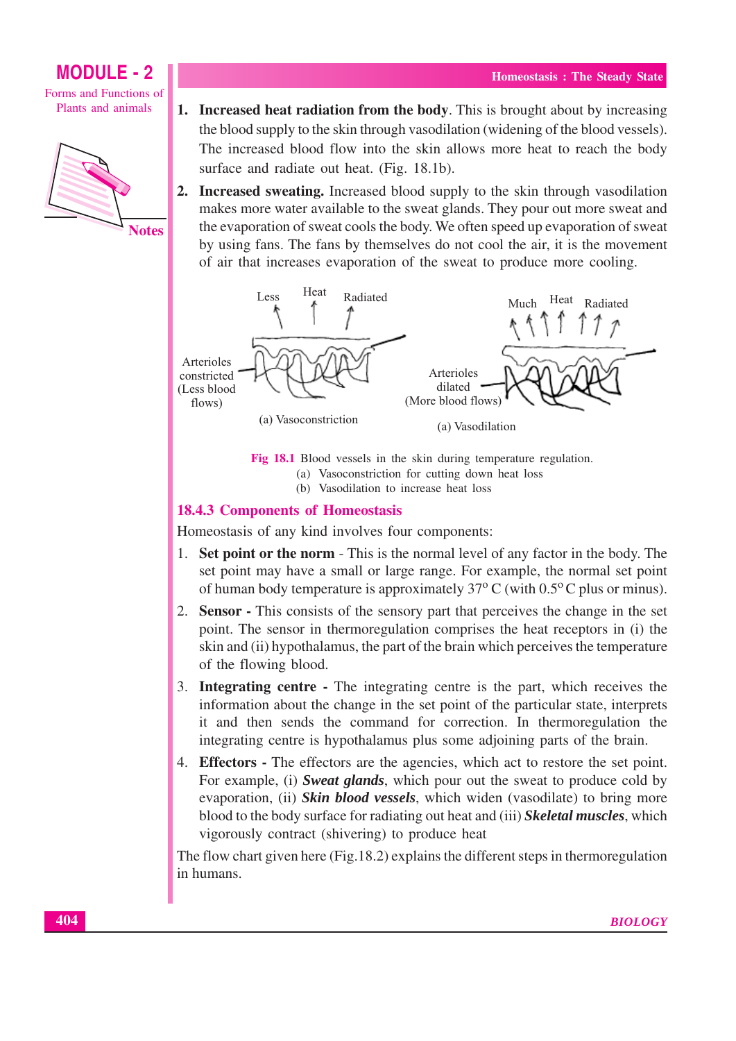1. **Increased heat radiation from the body**. This is brought about by increasing the blood supply to the skin through vasodilation (widening of the blood vessels). The increased blood flow into the skin allows more heat to reach the body surface and radiate out heat. (Fig. 18.1b).
2. **Increased sweating.** Increased blood supply to the skin through vasodilation makes more water available to the sweat glands. They pour out more sweat and the evaporation of sweat cools the body. We often speed up evaporation of sweat by using fans. The fans by themselves do not cool the air, it is the movement of air that increases evaporation of the sweat to produce more cooling.

Less Heat Radiated

Arterioles constricted (Less blood flows)

(a) Vasoconstriction

Much Heat Radiated

Arterioles dilated (More blood flows)

(a) Vasodilation

**Fig 18.1** Blood vessels in the skin during temperature regulation.
(a) Vasoconstriction for cutting down heat loss
(b) Vasodilation to increase heat loss

### 18.4.3 Components of Homeostasis

Homeostasis of any kind involves four components:

1. **Set point or the norm** - This is the normal level of any factor in the body. The set point may have a small or large range. For example, the normal set point of human body temperature is approximately $37^o$ C (with $0.5^o$ C plus or minus).
2. **Sensor -** This consists of the sensory part that perceives the change in the set point. The sensor in thermoregulation comprises the heat receptors in (i) the skin and (ii) hypothalamus, the part of the brain which perceives the temperature of the flowing blood.
3. **Integrating centre -** The integrating centre is the part, which receives the information about the change in the set point of the particular state, interprets it and then sends the command for correction. In thermoregulation the integrating centre is hypothalamus plus some adjoining parts of the brain.
4. **Effectors -** The effectors are the agencies, which act to restore the set point. For example, (i) ***Sweat glands***, which pour out the sweat to produce cold by evaporation, (ii) ***Skin blood vessels***, which widen (vasodilate) to bring more blood to the body surface for radiating out heat and (iii) ***Skeletal muscles***, which vigorously contract (shivering) to produce heat

The flow chart given here (Fig.18.2) explains the different steps in thermoregulation in humans.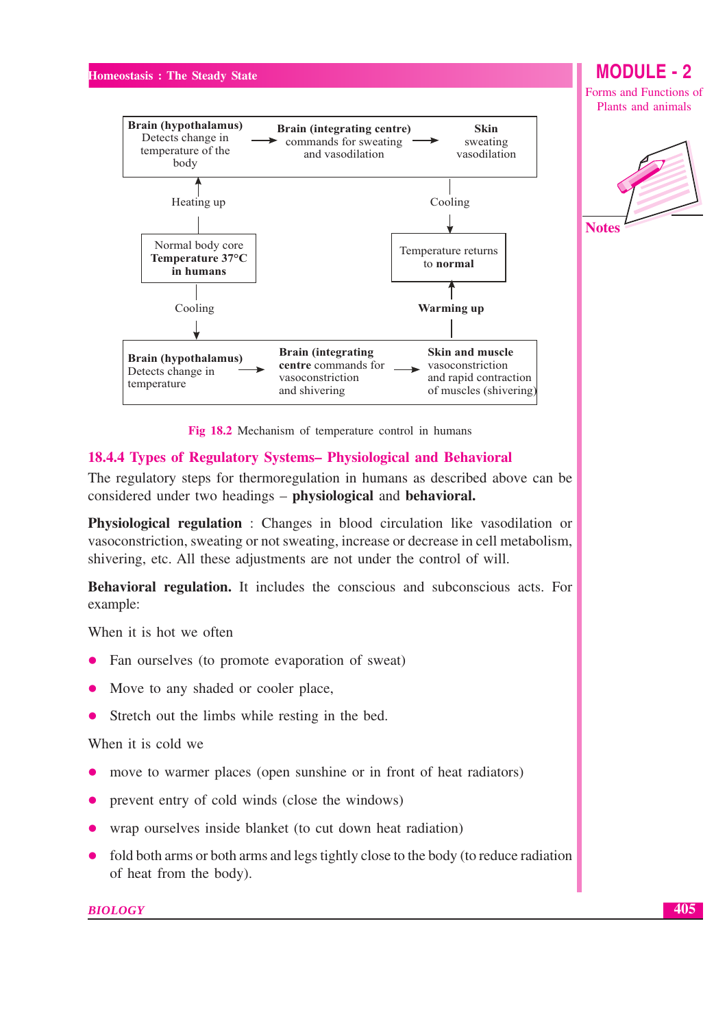Brain (hypothalamus) Detects change in temperature of the body → Brain (integrating centre) commands for sweating and vasodilation → Skin sweating vasodilation

Heating up ↑ | Cooling ↓

Normal body core **Temperature 37°C in humans** | Temperature returns to **normal**

Cooling ↓ | **Warming up** ↑

**Brain (hypothalamus)** Detects change in temperature → **Brain (integrating centre** commands for vasoconstriction and shivering → **Skin and muscle** vasoconstriction and rapid contraction of muscles (shivering)

**Fig 18.2** Mechanism of temperature control in humans

### 18.4.4 Types of Regulatory Systems– Physiological and Behavioral

The regulatory steps for thermoregulation in humans as described above can be considered under two headings – **physiological** and **behavioral.**

**Physiological regulation** : Changes in blood circulation like vasodilation or vasoconstriction, sweating or not sweating, increase or decrease in cell metabolism, shivering, etc. All these adjustments are not under the control of will.

**Behavioral regulation.** It includes the conscious and subconscious acts. For example:

When it is hot we often

- Fan ourselves (to promote evaporation of sweat)
- Move to any shaded or cooler place,
- Stretch out the limbs while resting in the bed.

When it is cold we

- move to warmer places (open sunshine or in front of heat radiators)
- prevent entry of cold winds (close the windows)
- wrap ourselves inside blanket (to cut down heat radiation)
- fold both arms or both arms and legs tightly close to the body (to reduce radiation of heat from the body).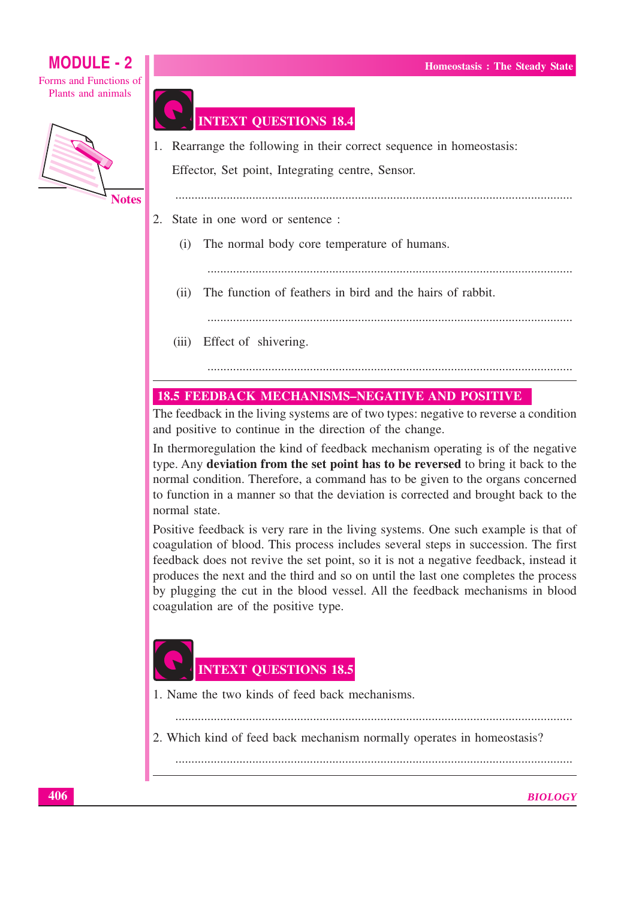## INTEXT QUESTIONS 18.4

1. Rearrange the following in their correct sequence in homeostasis:

   Effector, Set point, Integrating centre, Sensor.

   ..........................................................................................................................

2. State in one word or sentence :

   (i) The normal body core temperature of humans.

   ..........................................................................................................................

   (ii) The function of feathers in bird and the hairs of rabbit.

   ..........................................................................................................................

   (iii) Effect of shivering.

   ..........................................................................................................................

## 18.5 FEEDBACK MECHANISMS–NEGATIVE AND POSITIVE

The feedback in the living systems are of two types: negative to reverse a condition and positive to continue in the direction of the change.

In thermoregulation the kind of feedback mechanism operating is of the negative type. Any **deviation from the set point has to be reversed** to bring it back to the normal condition. Therefore, a command has to be given to the organs concerned to function in a manner so that the deviation is corrected and brought back to the normal state.

Positive feedback is very rare in the living systems. One such example is that of coagulation of blood. This process includes several steps in succession. The first feedback does not revive the set point, so it is not a negative feedback, instead it produces the next and the third and so on until the last one completes the process by plugging the cut in the blood vessel. All the feedback mechanisms in blood coagulation are of the positive type.

## INTEXT QUESTIONS 18.5

1. Name the two kinds of feed back mechanisms.

   ..........................................................................................................................

2. Which kind of feed back mechanism normally operates in homeostasis?

   ..........................................................................................................................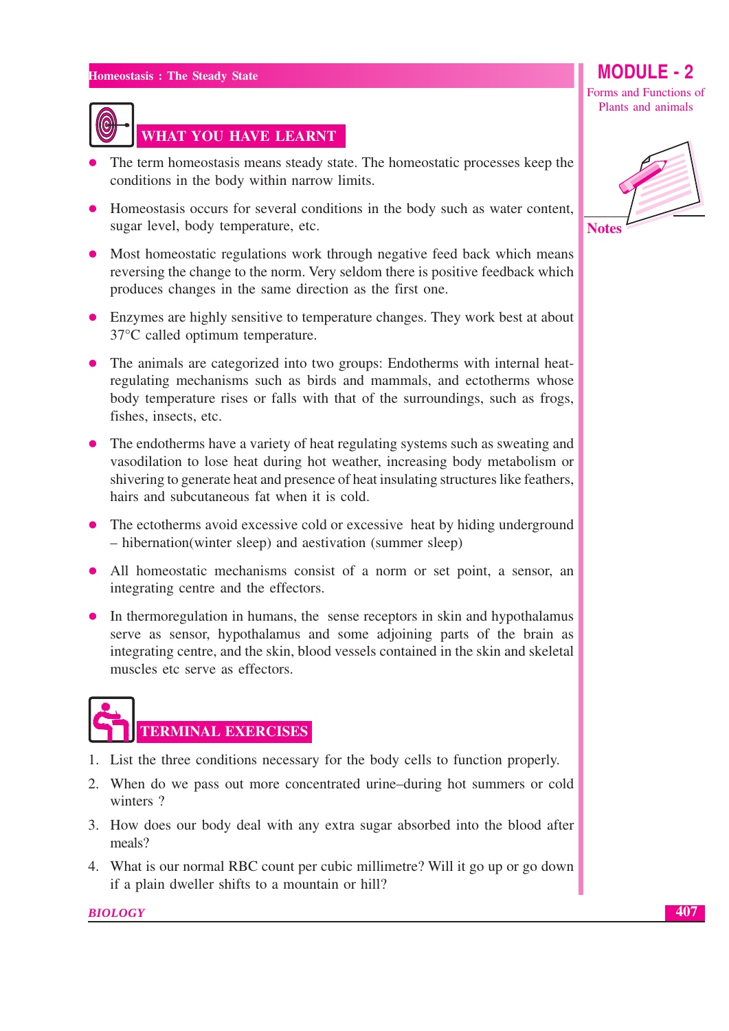## WHAT YOU HAVE LEARNT

- The term homeostasis means steady state. The homeostatic processes keep the conditions in the body within narrow limits.
- Homeostasis occurs for several conditions in the body such as water content, sugar level, body temperature, etc.
- Most homeostatic regulations work through negative feed back which means reversing the change to the norm. Very seldom there is positive feedback which produces changes in the same direction as the first one.
- Enzymes are highly sensitive to temperature changes. They work best at about 37°C called optimum temperature.
- The animals are categorized into two groups: Endotherms with internal heat-regulating mechanisms such as birds and mammals, and ectotherms whose body temperature rises or falls with that of the surroundings, such as frogs, fishes, insects, etc.
- The endotherms have a variety of heat regulating systems such as sweating and vasodilation to lose heat during hot weather, increasing body metabolism or shivering to generate heat and presence of heat insulating structures like feathers, hairs and subcutaneous fat when it is cold.
- The ectotherms avoid excessive cold or excessive heat by hiding underground – hibernation(winter sleep) and aestivation (summer sleep)
- All homeostatic mechanisms consist of a norm or set point, a sensor, an integrating centre and the effectors.
- In thermoregulation in humans, the sense receptors in skin and hypothalamus serve as sensor, hypothalamus and some adjoining parts of the brain as integrating centre, and the skin, blood vessels contained in the skin and skeletal muscles etc serve as effectors.

## TERMINAL EXERCISES

1. List the three conditions necessary for the body cells to function properly.
2. When do we pass out more concentrated urine–during hot summers or cold winters ?
3. How does our body deal with any extra sugar absorbed into the blood after meals?
4. What is our normal RBC count per cubic millimetre? Will it go up or go down if a plain dweller shifts to a mountain or hill?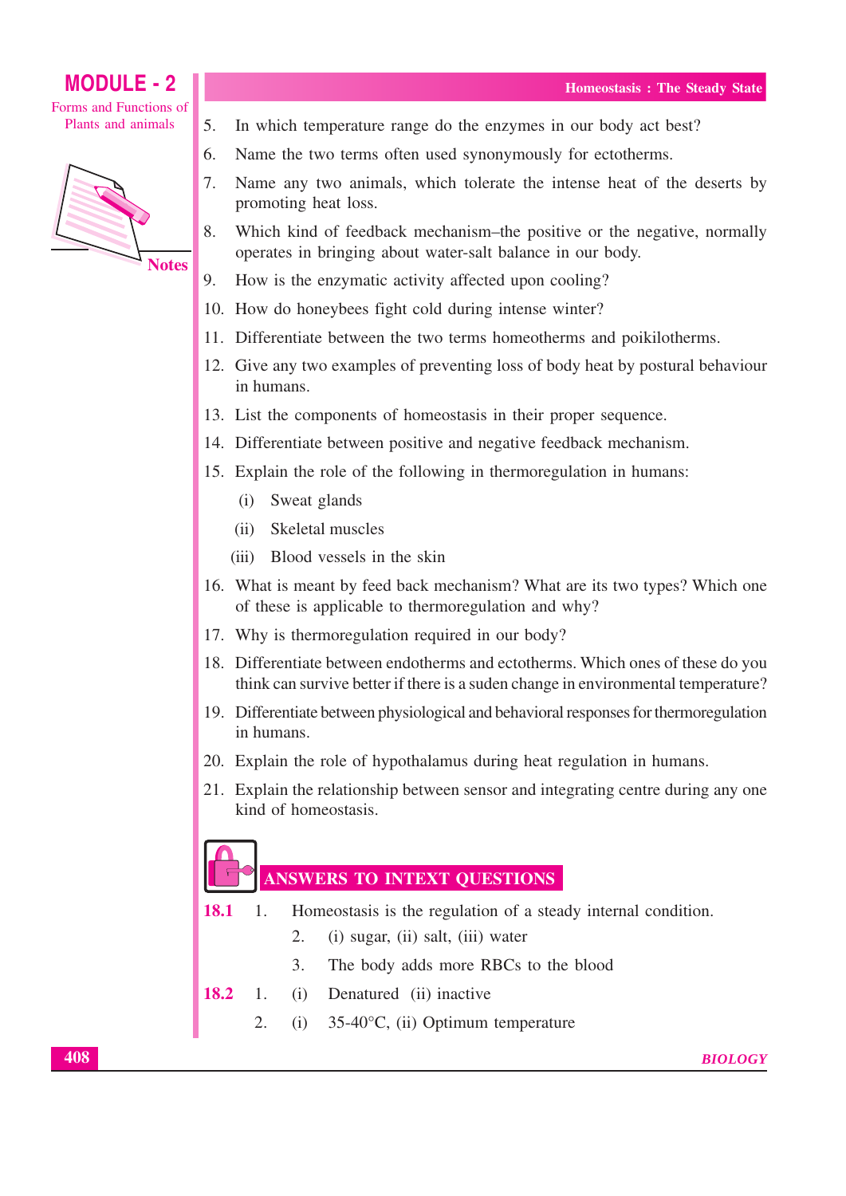5. In which temperature range do the enzymes in our body act best?
6. Name the two terms often used synonymously for ectotherms.
7. Name any two animals, which tolerate the intense heat of the deserts by promoting heat loss.
8. Which kind of feedback mechanism–the positive or the negative, normally operates in bringing about water-salt balance in our body.
9. How is the enzymatic activity affected upon cooling?
10. How do honeybees fight cold during intense winter?
11. Differentiate between the two terms homeotherms and poikilotherms.
12. Give any two examples of preventing loss of body heat by postural behaviour in humans.
13. List the components of homeostasis in their proper sequence.
14. Differentiate between positive and negative feedback mechanism.
15. Explain the role of the following in thermoregulation in humans:
    (i) Sweat glands
    (ii) Skeletal muscles
    (iii) Blood vessels in the skin
16. What is meant by feed back mechanism? What are its two types? Which one of these is applicable to thermoregulation and why?
17. Why is thermoregulation required in our body?
18. Differentiate between endotherms and ectotherms. Which ones of these do you think can survive better if there is a suden change in environmental temperature?
19. Differentiate between physiological and behavioral responses for thermoregulation in humans.
20. Explain the role of hypothalamus during heat regulation in humans.
21. Explain the relationship between sensor and integrating centre during any one kind of homeostasis.

## ANSWERS TO INTEXT QUESTIONS

**18.1**
1. Homeostasis is the regulation of a steady internal condition.
2. (i) sugar, (ii) salt, (iii) water
3. The body adds more RBCs to the blood

**18.2**
1. (i) Denatured (ii) inactive
2. (i) 35-40°C, (ii) Optimum temperature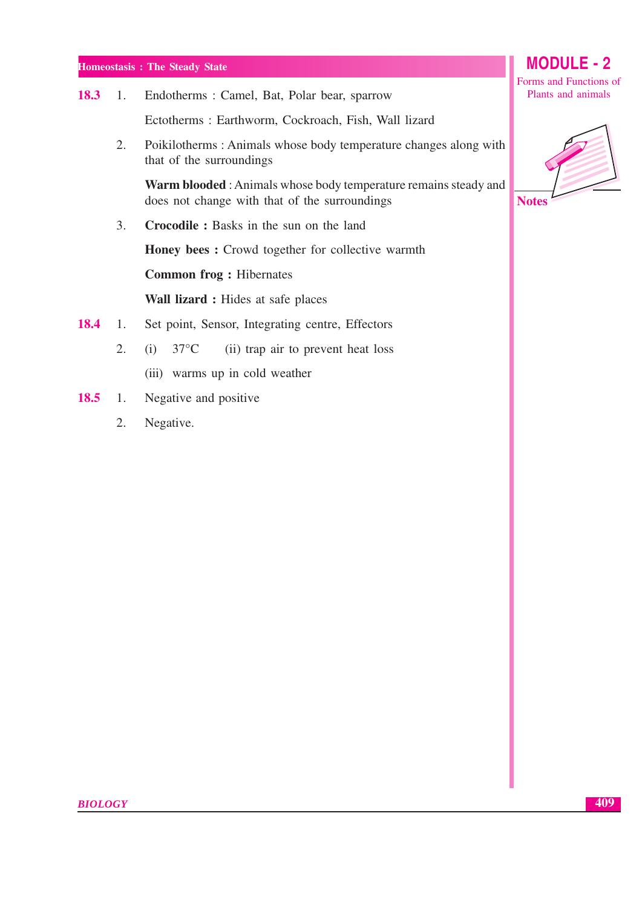**18.3** 1. Endotherms : Camel, Bat, Polar bear, sparrow

Ectotherms : Earthworm, Cockroach, Fish, Wall lizard

2. Poikilotherms : Animals whose body temperature changes along with that of the surroundings

**Warm blooded** : Animals whose body temperature remains steady and does not change with that of the surroundings

3. **Crocodile :** Basks in the sun on the land

**Honey bees :** Crowd together for collective warmth

**Common frog :** Hibernates

**Wall lizard :** Hides at safe places

**18.4** 1. Set point, Sensor, Integrating centre, Effectors

2. (i) 37°C (ii) trap air to prevent heat loss

(iii) warms up in cold weather

**18.5** 1. Negative and positive

2. Negative.